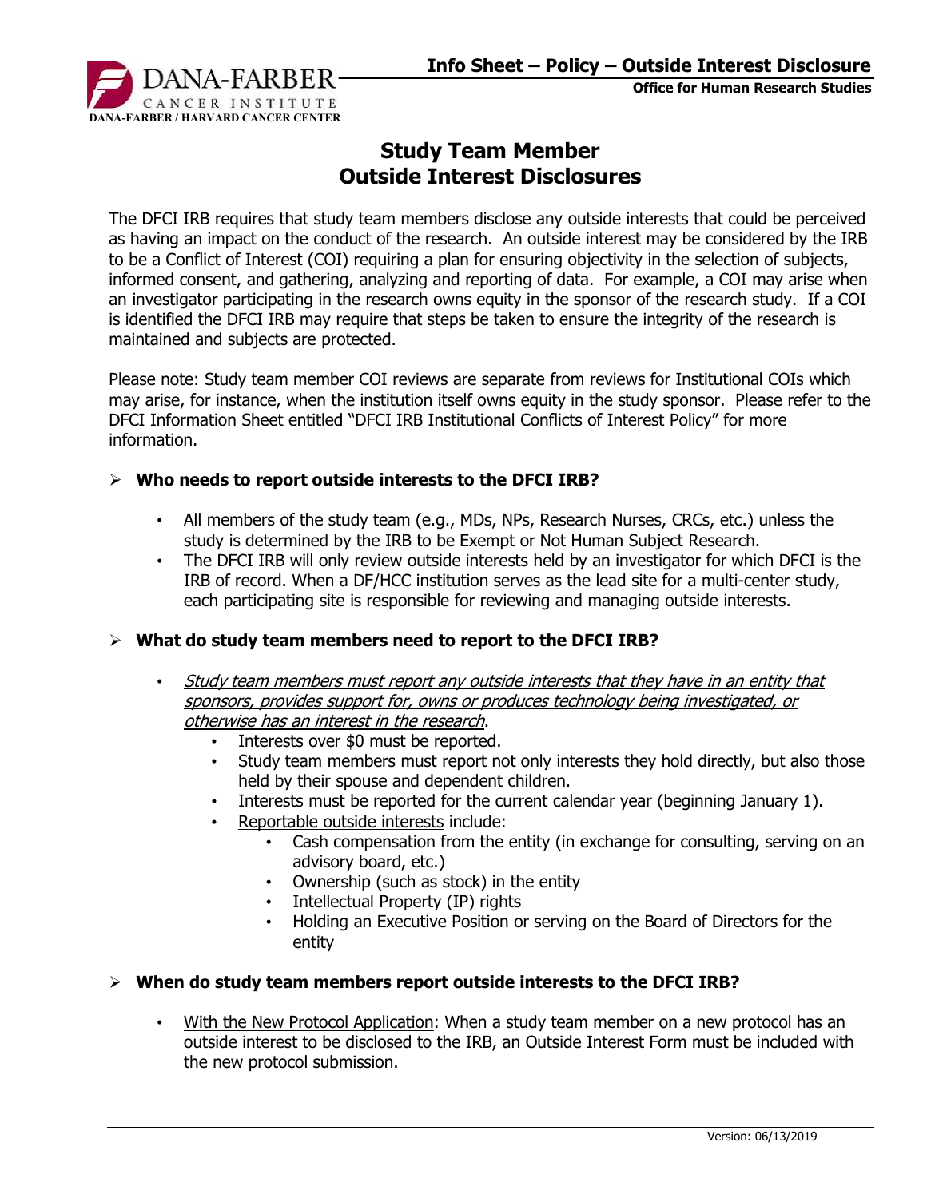# Study Team Member Outside Interest Disclosures

The DFCI IRB requires that study team members disclose any outside interests that could be perceived as having an impact on the conduct of the research. An outside interest may be considered by the IRB to be a Conflict of Interest (COI) requiring a plan for ensuring objectivity in the selection of subjects, informed consent, and gathering, analyzing and reporting of data. For example, a COI may arise when an investigator participating in the research owns equity in the sponsor of the research study. If a COI is identified the DFCI IRB may require that steps be taken to ensure the integrity of the research is maintained and subjects are protected.

Please note: Study team member COI reviews are separate from reviews for Institutional COIs which may arise, for instance, when the institution itself owns equity in the study sponsor. Please refer to the DFCI Information Sheet entitled "DFCI IRB Institutional Conflicts of Interest Policy" for more information.

## Who needs to report outside interests to the DFCI IRB?

- All members of the study team (e.g., MDs, NPs, Research Nurses, CRCs, etc.) unless the study is determined by the IRB to be Exempt or Not Human Subject Research.
- The DFCI IRB will only review outside interests held by an investigator for which DFCI is the IRB of record. When a DF/HCC institution serves as the lead site for a multi-center study, each participating site is responsible for reviewing and managing outside interests.

## What do study team members need to report to the DFCI IRB?

- *Study team members must report any outside interests that they have in an entity that sponsors, provides support for, owns or produces technology being investigated, or otherwise has an interest in the research.*
  - Interests over $0 must be reported.
  - Study team members must report not only interests they hold directly, but also those held by their spouse and dependent children.
  - Interests must be reported for the current calendar year (beginning January 1).
  - Reportable outside interests include:
    - Cash compensation from the entity (in exchange for consulting, serving on an advisory board, etc.)
    - Ownership (such as stock) in the entity
    - Intellectual Property (IP) rights
    - Holding an Executive Position or serving on the Board of Directors for the entity

## When do study team members report outside interests to the DFCI IRB?

- With the New Protocol Application: When a study team member on a new protocol has an outside interest to be disclosed to the IRB, an Outside Interest Form must be included with the new protocol submission.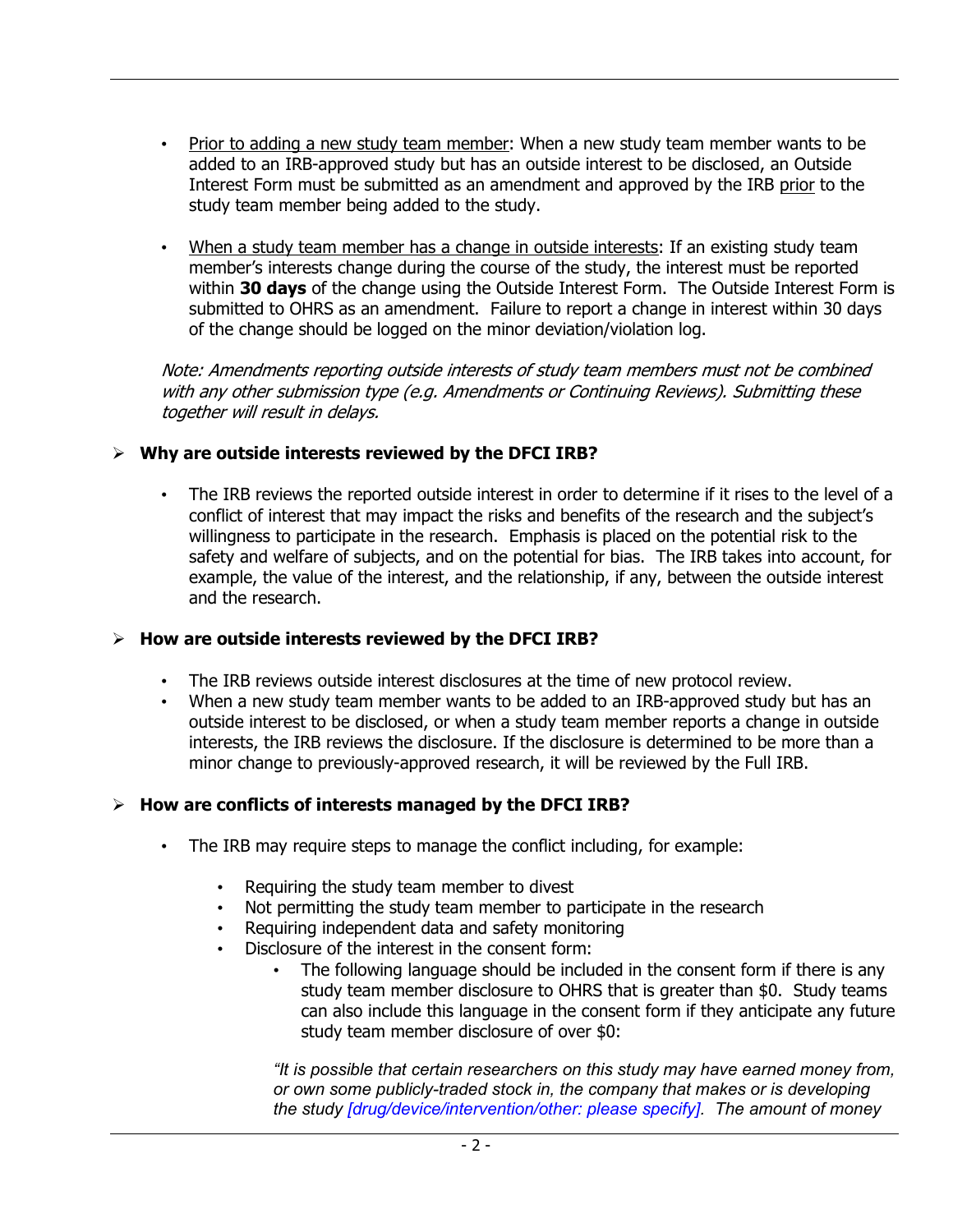- Prior to adding a new study team member: When a new study team member wants to be added to an IRB-approved study but has an outside interest to be disclosed, an Outside Interest Form must be submitted as an amendment and approved by the IRB prior to the study team member being added to the study.

- When a study team member has a change in outside interests: If an existing study team member's interests change during the course of the study, the interest must be reported within **30 days** of the change using the Outside Interest Form. The Outside Interest Form is submitted to OHRS as an amendment. Failure to report a change in interest within 30 days of the change should be logged on the minor deviation/violation log.

*Note: Amendments reporting outside interests of study team members must not be combined with any other submission type (e.g. Amendments or Continuing Reviews). Submitting these together will result in delays.*

## Why are outside interests reviewed by the DFCI IRB?

- The IRB reviews the reported outside interest in order to determine if it rises to the level of a conflict of interest that may impact the risks and benefits of the research and the subject's willingness to participate in the research. Emphasis is placed on the potential risk to the safety and welfare of subjects, and on the potential for bias. The IRB takes into account, for example, the value of the interest, and the relationship, if any, between the outside interest and the research.

## How are outside interests reviewed by the DFCI IRB?

- The IRB reviews outside interest disclosures at the time of new protocol review.
- When a new study team member wants to be added to an IRB-approved study but has an outside interest to be disclosed, or when a study team member reports a change in outside interests, the IRB reviews the disclosure. If the disclosure is determined to be more than a minor change to previously-approved research, it will be reviewed by the Full IRB.

## How are conflicts of interests managed by the DFCI IRB?

- The IRB may require steps to manage the conflict including, for example:
  - Requiring the study team member to divest
  - Not permitting the study team member to participate in the research
  - Requiring independent data and safety monitoring
  - Disclosure of the interest in the consent form:
    - The following language should be included in the consent form if there is any study team member disclosure to OHRS that is greater than $0. Study teams can also include this language in the consent form if they anticipate any future study team member disclosure of over $0:

    *"It is possible that certain researchers on this study may have earned money from, or own some publicly-traded stock in, the company that makes or is developing the study [drug/device/intervention/other: please specify]. The amount of money*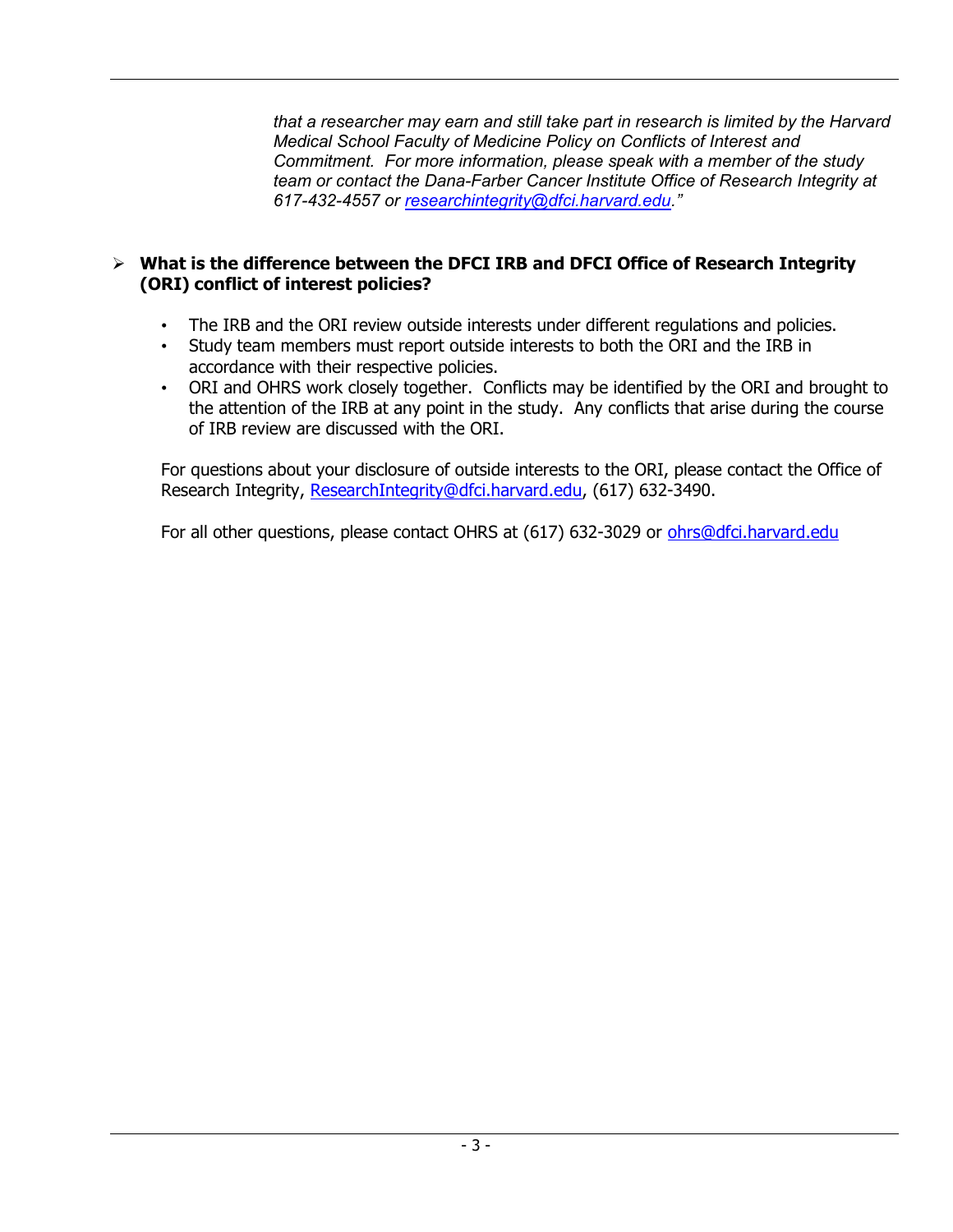*that a researcher may earn and still take part in research is limited by the Harvard Medical School Faculty of Medicine Policy on Conflicts of Interest and Commitment. For more information, please speak with a member of the study team or contact the Dana-Farber Cancer Institute Office of Research Integrity at 617-432-4557 or researchintegrity@dfci.harvard.edu."*

- **What is the difference between the DFCI IRB and DFCI Office of Research Integrity (ORI) conflict of interest policies?**
  - The IRB and the ORI review outside interests under different regulations and policies.
  - Study team members must report outside interests to both the ORI and the IRB in accordance with their respective policies.
  - ORI and OHRS work closely together. Conflicts may be identified by the ORI and brought to the attention of the IRB at any point in the study. Any conflicts that arise during the course of IRB review are discussed with the ORI.

  For questions about your disclosure of outside interests to the ORI, please contact the Office of Research Integrity, ResearchIntegrity@dfci.harvard.edu, (617) 632-3490.

  For all other questions, please contact OHRS at (617) 632-3029 or ohrs@dfci.harvard.edu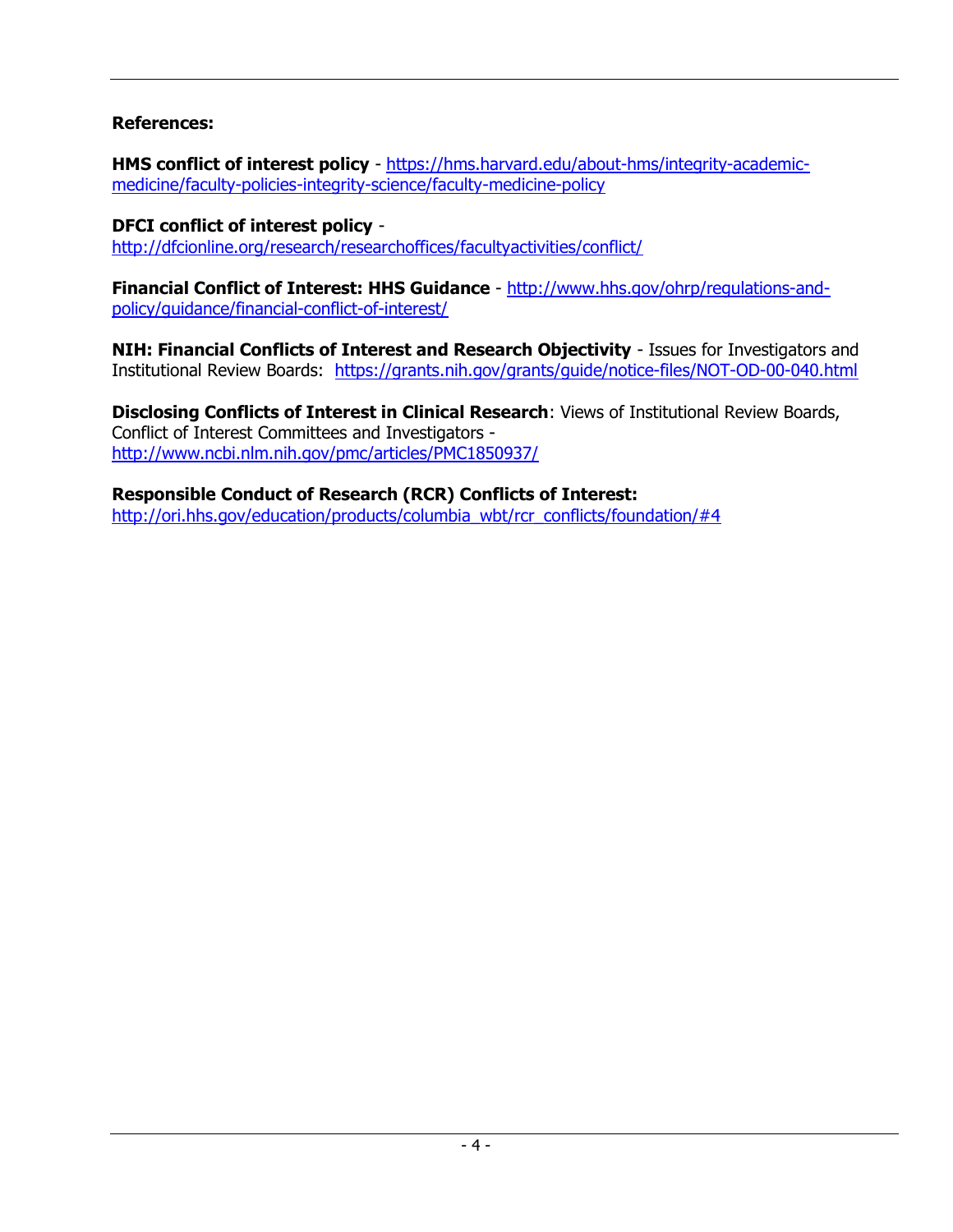**References:**

**HMS conflict of interest policy** - https://hms.harvard.edu/about-hms/integrity-academic-medicine/faculty-policies-integrity-science/faculty-medicine-policy

**DFCI conflict of interest policy** - http://dfcionline.org/research/researchoffices/facultyactivities/conflict/

**Financial Conflict of Interest: HHS Guidance** - http://www.hhs.gov/ohrp/regulations-and-policy/guidance/financial-conflict-of-interest/

**NIH: Financial Conflicts of Interest and Research Objectivity** - Issues for Investigators and Institutional Review Boards: https://grants.nih.gov/grants/guide/notice-files/NOT-OD-00-040.html

**Disclosing Conflicts of Interest in Clinical Research**: Views of Institutional Review Boards, Conflict of Interest Committees and Investigators - http://www.ncbi.nlm.nih.gov/pmc/articles/PMC1850937/

**Responsible Conduct of Research (RCR) Conflicts of Interest:** http://ori.hhs.gov/education/products/columbia_wbt/rcr_conflicts/foundation/#4